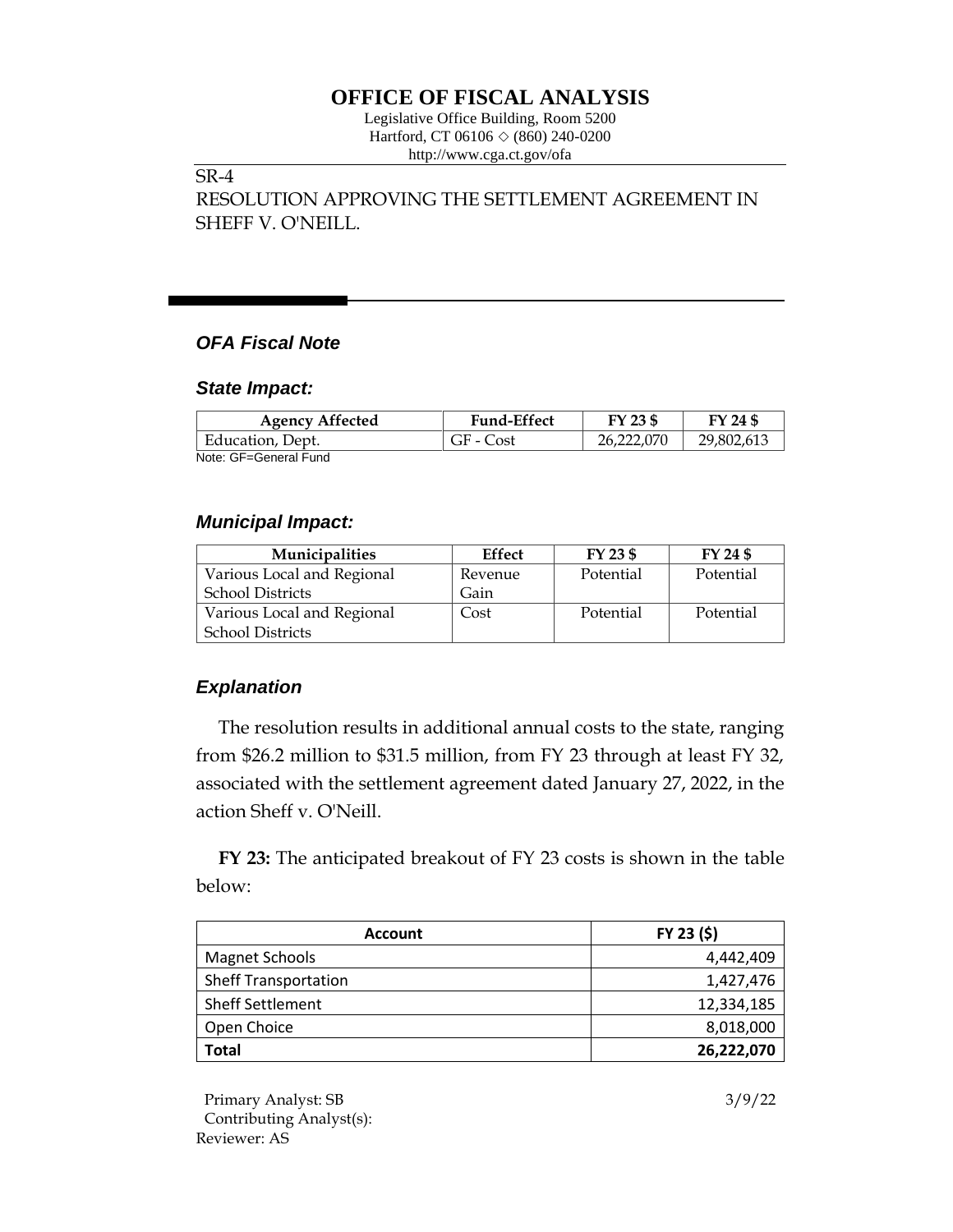# OFFICE OF FISCAL ANALYSIS

Legislative Office Building, Room 5200
Hartford, CT 06106 ◇ (860) 240-0200
http://www.cga.ct.gov/ofa

SR-4
RESOLUTION APPROVING THE SETTLEMENT AGREEMENT IN SHEFF V. O'NEILL.

## *OFA Fiscal Note*

### *State Impact:*

| Agency Affected | Fund-Effect | FY 23 $ | FY 24 $ |
|---|---|---|---|
| Education, Dept. | GF - Cost | 26,222,070 | 29,802,613 |

Note: GF=General Fund

### *Municipal Impact:*

| Municipalities | Effect | FY 23 $ | FY 24 $ |
|---|---|---|---|
| Various Local and Regional School Districts | Revenue Gain | Potential | Potential |
| Various Local and Regional School Districts | Cost | Potential | Potential |

### *Explanation*

The resolution results in additional annual costs to the state, ranging from \$26.2 million to \$31.5 million, from FY 23 through at least FY 32, associated with the settlement agreement dated January 27, 2022, in the action Sheff v. O'Neill.

**FY 23:** The anticipated breakout of FY 23 costs is shown in the table below:

| Account | FY 23 ($) |
|---|---|
| Magnet Schools | 4,442,409 |
| Sheff Transportation | 1,427,476 |
| Sheff Settlement | 12,334,185 |
| Open Choice | 8,018,000 |
| **Total** | **26,222,070** |

Primary Analyst: SB
Contributing Analyst(s):
Reviewer: AS

3/9/22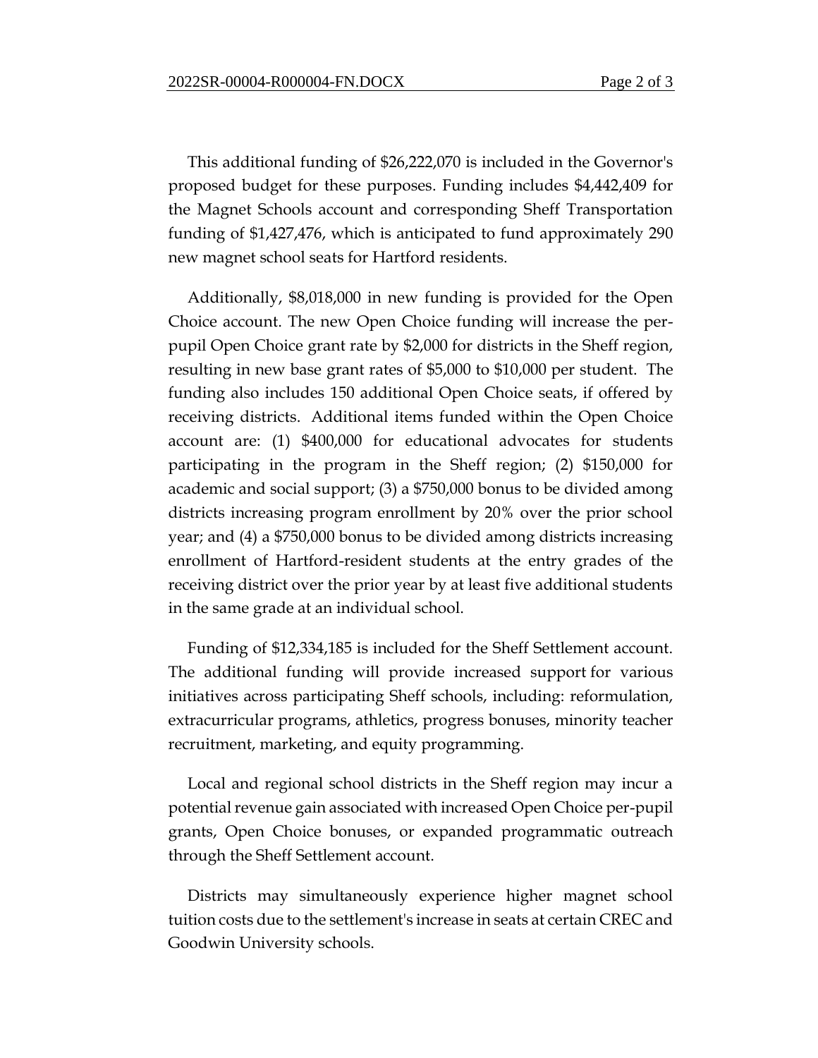This additional funding of $26,222,070 is included in the Governor's proposed budget for these purposes. Funding includes $4,442,409 for the Magnet Schools account and corresponding Sheff Transportation funding of $1,427,476, which is anticipated to fund approximately 290 new magnet school seats for Hartford residents.

Additionally, $8,018,000 in new funding is provided for the Open Choice account. The new Open Choice funding will increase the per-pupil Open Choice grant rate by $2,000 for districts in the Sheff region, resulting in new base grant rates of $5,000 to $10,000 per student. The funding also includes 150 additional Open Choice seats, if offered by receiving districts. Additional items funded within the Open Choice account are: (1) $400,000 for educational advocates for students participating in the program in the Sheff region; (2) $150,000 for academic and social support; (3) a $750,000 bonus to be divided among districts increasing program enrollment by 20% over the prior school year; and (4) a $750,000 bonus to be divided among districts increasing enrollment of Hartford-resident students at the entry grades of the receiving district over the prior year by at least five additional students in the same grade at an individual school.

Funding of $12,334,185 is included for the Sheff Settlement account. The additional funding will provide increased support for various initiatives across participating Sheff schools, including: reformulation, extracurricular programs, athletics, progress bonuses, minority teacher recruitment, marketing, and equity programming.

Local and regional school districts in the Sheff region may incur a potential revenue gain associated with increased Open Choice per-pupil grants, Open Choice bonuses, or expanded programmatic outreach through the Sheff Settlement account.

Districts may simultaneously experience higher magnet school tuition costs due to the settlement's increase in seats at certain CREC and Goodwin University schools.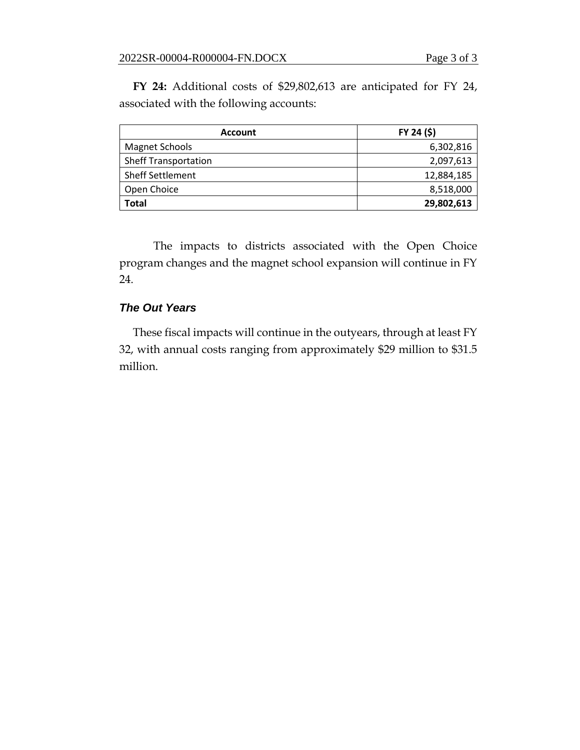**FY 24:** Additional costs of $29,802,613 are anticipated for FY 24, associated with the following accounts:

| Account | FY 24 ($) |
|---|---:|
| Magnet Schools | 6,302,816 |
| Sheff Transportation | 2,097,613 |
| Sheff Settlement | 12,884,185 |
| Open Choice | 8,518,000 |
| **Total** | **29,802,613** |

The impacts to districts associated with the Open Choice program changes and the magnet school expansion will continue in FY 24.

### *The Out Years*

These fiscal impacts will continue in the outyears, through at least FY 32, with annual costs ranging from approximately $29 million to $31.5 million.